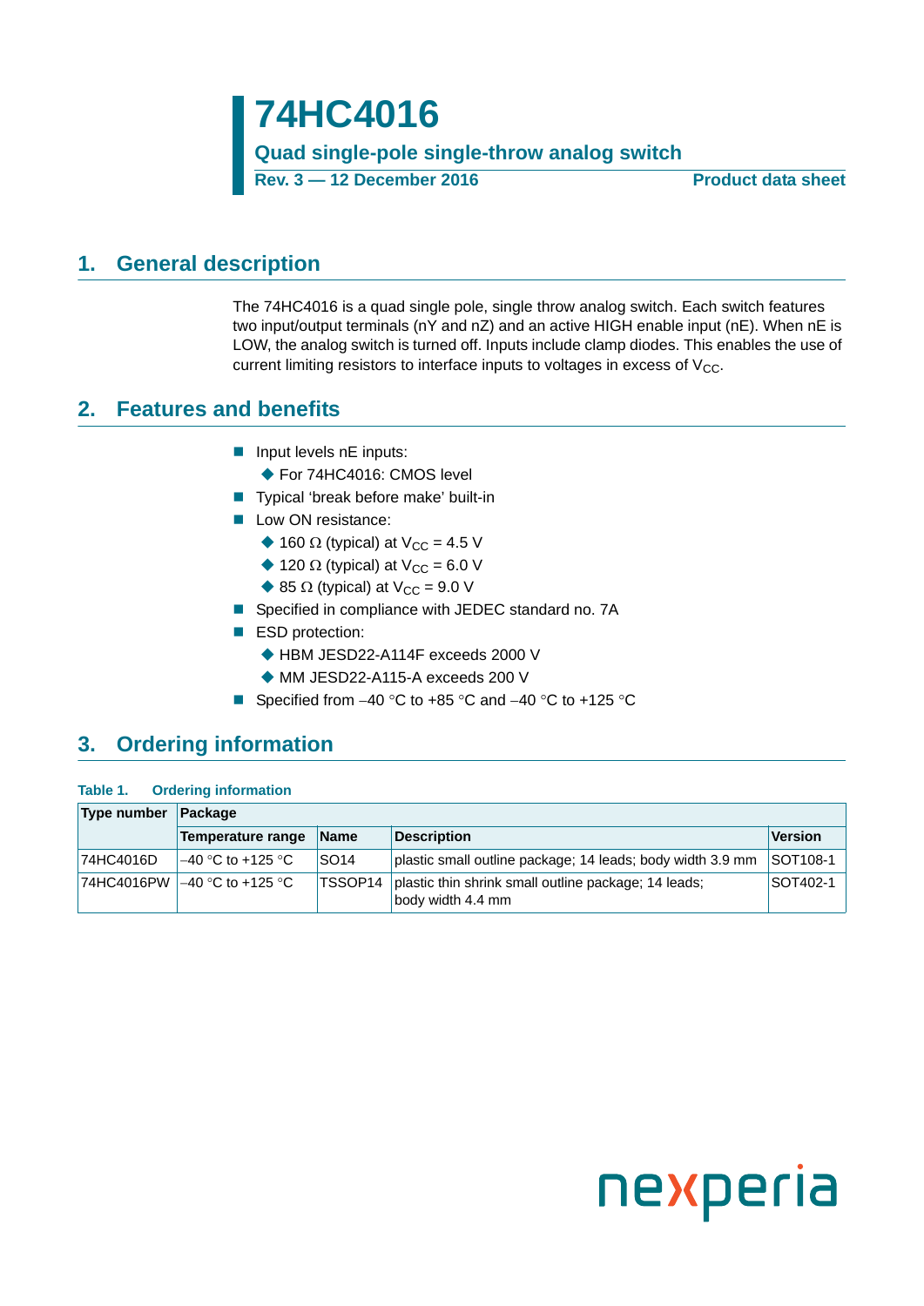# 74HC4016

**Quad single-pole single-throw analog switch**

**Rev. 3 — 12 December 2016** **Product data sheet**

## 1. General description

The 74HC4016 is a quad single pole, single throw analog switch. Each switch features two input/output terminals (nY and nZ) and an active HIGH enable input (nE). When nE is LOW, the analog switch is turned off. Inputs include clamp diodes. This enables the use of current limiting resistors to interface inputs to voltages in excess of $V_{CC}$.

## 2. Features and benefits

- Input levels nE inputs:
  - For 74HC4016: CMOS level
- Typical 'break before make' built-in
- Low ON resistance:
  - 160 Ω (typical) at $V_{CC}$ = 4.5 V
  - 120 Ω (typical) at $V_{CC}$ = 6.0 V
  - 85 Ω (typical) at $V_{CC}$ = 9.0 V
- Specified in compliance with JEDEC standard no. 7A
- ESD protection:
  - HBM JESD22-A114F exceeds 2000 V
  - MM JESD22-A115-A exceeds 200 V
- Specified from –40 °C to +85 °C and –40 °C to +125 °C

## 3. Ordering information

**Table 1. Ordering information**

| Type number | Package | | | |
|---|---|---|---|---|
| | Temperature range | Name | Description | Version |
| 74HC4016D | –40 °C to +125 °C | SO14 | plastic small outline package; 14 leads; body width 3.9 mm | SOT108-1 |
| 74HC4016PW | –40 °C to +125 °C | TSSOP14 | plastic thin shrink small outline package; 14 leads; body width 4.4 mm | SOT402-1 |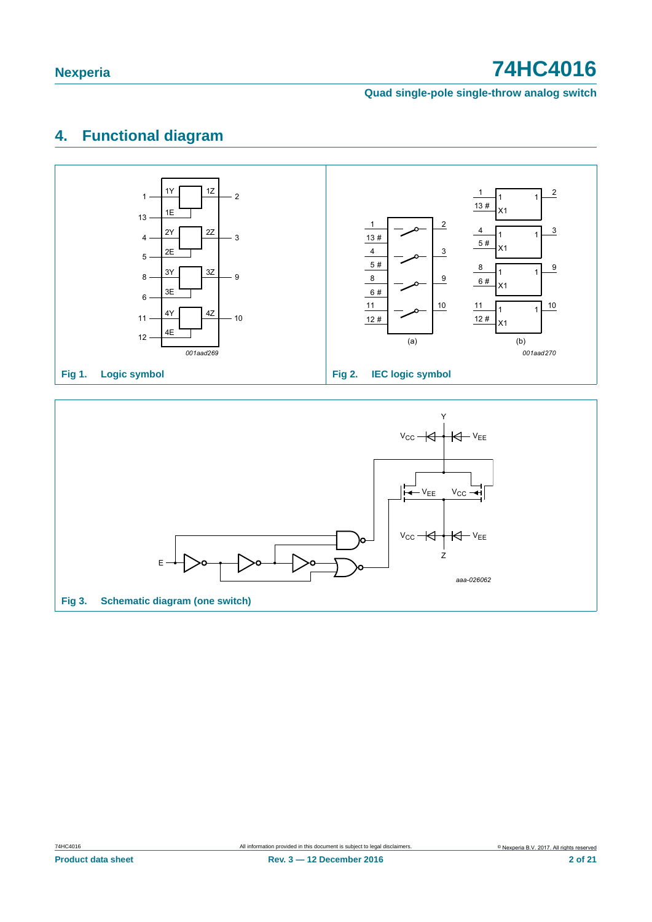## 4. Functional diagram

Fig 1. Logic symbol

Fig 2. IEC logic symbol

Fig 3. Schematic diagram (one switch)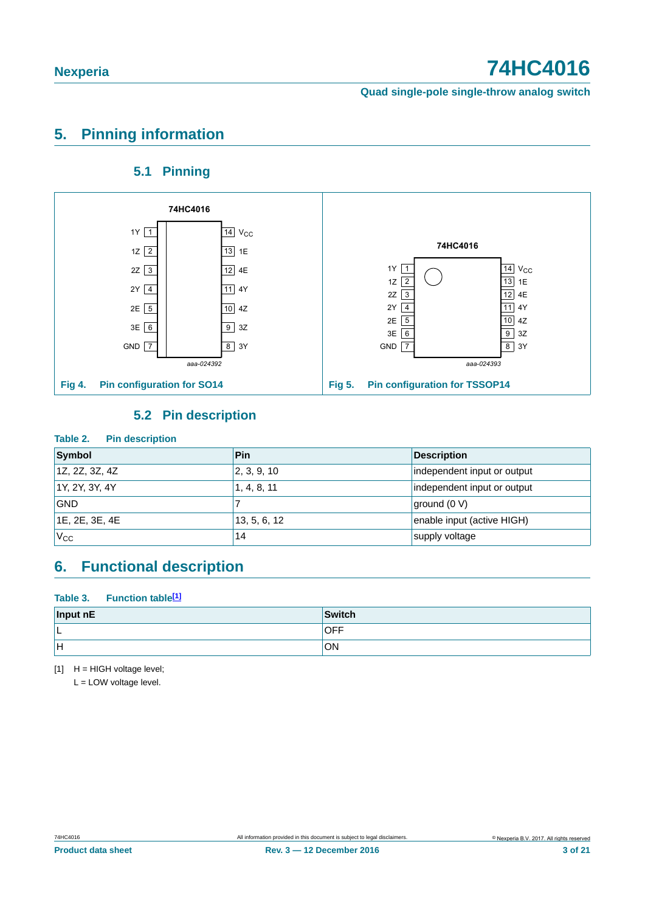# 5. Pinning information

## 5.1 Pinning

Fig 4. Pin configuration for SO14

Fig 5. Pin configuration for TSSOP14

## 5.2 Pin description

**Table 2. Pin description**

| Symbol | Pin | Description |
|---|---|---|
| 1Z, 2Z, 3Z, 4Z | 2, 3, 9, 10 | independent input or output |
| 1Y, 2Y, 3Y, 4Y | 1, 4, 8, 11 | independent input or output |
| GND | 7 | ground (0 V) |
| 1E, 2E, 3E, 4E | 13, 5, 6, 12 | enable input (active HIGH) |
| $V_{CC}$ | 14 | supply voltage |

# 6. Functional description

**Table 3. Function table[1]**

| Input nE | Switch |
|---|---|
| L | OFF |
| H | ON |

[1] H = HIGH voltage level;
L = LOW voltage level.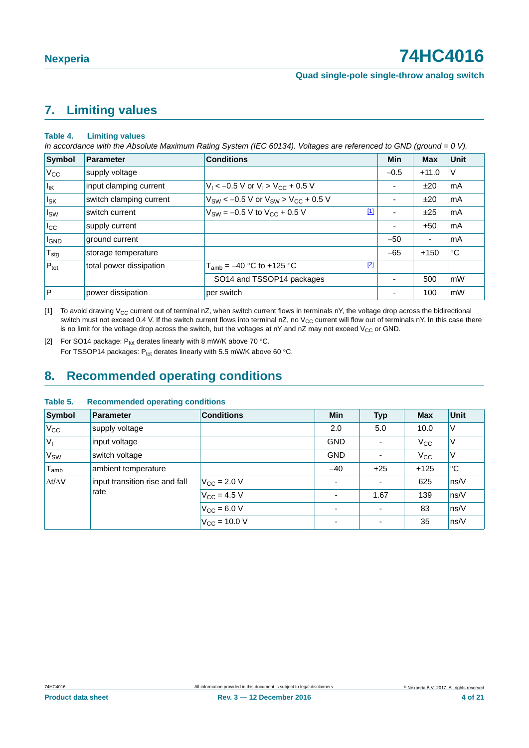## 7. Limiting values

**Table 4. Limiting values**

*In accordance with the Absolute Maximum Rating System (IEC 60134). Voltages are referenced to GND (ground = 0 V).*

| Symbol | Parameter | Conditions | | Min | Max | Unit |
|---|---|---|---|---|---|---|
| $V_{CC}$ | supply voltage | | | −0.5 | +11.0 | V |
| $I_{IK}$ | input clamping current | $V_I < -0.5$ V or $V_I > V_{CC} + 0.5$ V | | - | ±20 | mA |
| $I_{SK}$ | switch clamping current | $V_{SW} < -0.5$ V or $V_{SW} > V_{CC} + 0.5$ V | | - | ±20 | mA |
| $I_{SW}$ | switch current | $V_{SW} = -0.5$ V to $V_{CC} + 0.5$ V | [1] | - | ±25 | mA |
| $I_{CC}$ | supply current | | | - | +50 | mA |
| $I_{GND}$ | ground current | | | −50 | - | mA |
| $T_{stg}$ | storage temperature | | | −65 | +150 | °C |
| $P_{tot}$ | total power dissipation | $T_{amb} = -40$ °C to +125 °C | [2] | | | |
| | | SO14 and TSSOP14 packages | | - | 500 | mW |
| P | power dissipation | per switch | | - | 100 | mW |

[1] To avoid drawing $V_{CC}$ current out of terminal nZ, when switch current flows in terminals nY, the voltage drop across the bidirectional switch must not exceed 0.4 V. If the switch current flows into terminal nZ, no $V_{CC}$ current will flow out of terminals nY. In this case there is no limit for the voltage drop across the switch, but the voltages at nY and nZ may not exceed $V_{CC}$ or GND.

[2] For SO14 package: $P_{tot}$ derates linearly with 8 mW/K above 70 °C.
For TSSOP14 packages: $P_{tot}$ derates linearly with 5.5 mW/K above 60 °C.

## 8. Recommended operating conditions

**Table 5. Recommended operating conditions**

| Symbol | Parameter | Conditions | Min | Typ | Max | Unit |
|---|---|---|---|---|---|---|
| $V_{CC}$ | supply voltage | | 2.0 | 5.0 | 10.0 | V |
| $V_I$ | input voltage | | GND | - | $V_{CC}$ | V |
| $V_{SW}$ | switch voltage | | GND | - | $V_{CC}$ | V |
| $T_{amb}$ | ambient temperature | | −40 | +25 | +125 | °C |
| $\Delta t/\Delta V$ | input transition rise and fall rate | $V_{CC} = 2.0$ V | - | - | 625 | ns/V |
| | | $V_{CC} = 4.5$ V | - | 1.67 | 139 | ns/V |
| | | $V_{CC} = 6.0$ V | - | - | 83 | ns/V |
| | | $V_{CC} = 10.0$ V | - | - | 35 | ns/V |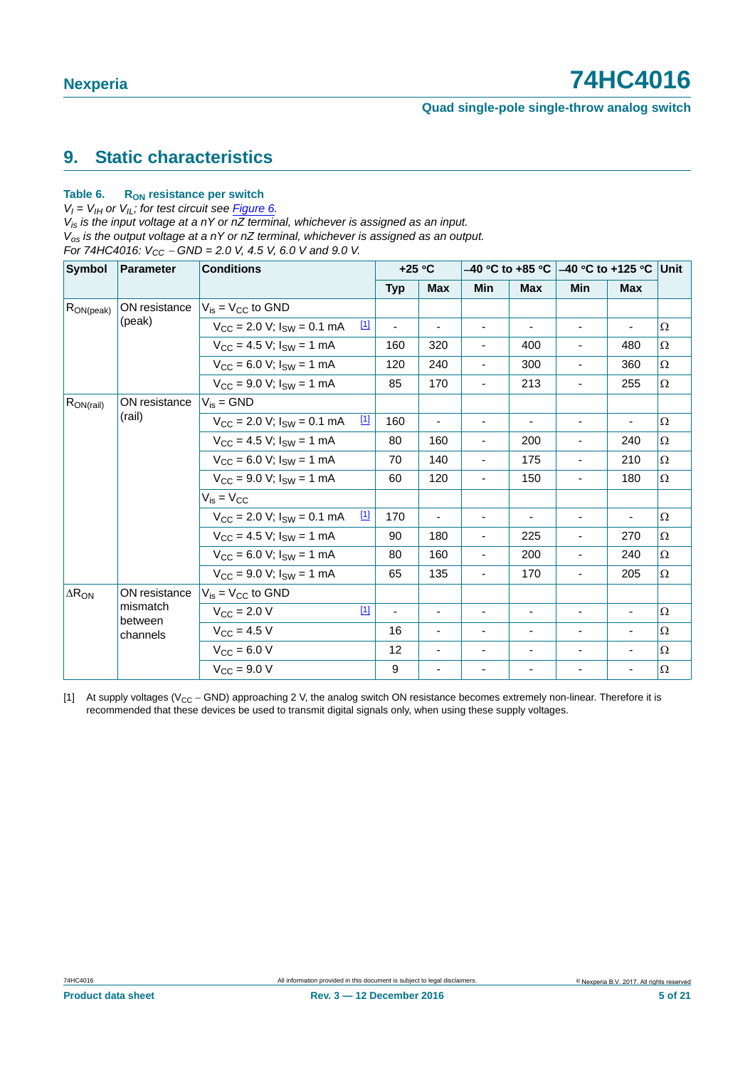## 9. Static characteristics

**Table 6. $R_{ON}$ resistance per switch**

*$V_I = V_{IH}$ or $V_{IL}$; for test circuit see Figure 6.*
*$V_{is}$ is the input voltage at a nY or nZ terminal, whichever is assigned as an input.*
*$V_{os}$ is the output voltage at a nY or nZ terminal, whichever is assigned as an output.*
*For 74HC4016: $V_{CC}$ − GND = 2.0 V, 4.5 V, 6.0 V and 9.0 V.*

| Symbol | Parameter | Conditions | +25 °C | | −40 °C to +85 °C | | −40 °C to +125 °C | | Unit |
|---|---|---|---|---|---|---|---|---|---|
| | | | Typ | Max | Min | Max | Min | Max | |
| $R_{ON(peak)}$ | ON resistance (peak) | $V_{is} = V_{CC}$ to GND | | | | | | | |
| | | $V_{CC}$ = 2.0 V; $I_{SW}$ = 0.1 mA [1] | - | - | - | - | - | - | Ω |
| | | $V_{CC}$ = 4.5 V; $I_{SW}$ = 1 mA | 160 | 320 | - | 400 | - | 480 | Ω |
| | | $V_{CC}$ = 6.0 V; $I_{SW}$ = 1 mA | 120 | 240 | - | 300 | - | 360 | Ω |
| | | $V_{CC}$ = 9.0 V; $I_{SW}$ = 1 mA | 85 | 170 | - | 213 | - | 255 | Ω |
| $R_{ON(rail)}$ | ON resistance (rail) | $V_{is}$ = GND | | | | | | | |
| | | $V_{CC}$ = 2.0 V; $I_{SW}$ = 0.1 mA [1] | 160 | - | - | - | - | - | Ω |
| | | $V_{CC}$ = 4.5 V; $I_{SW}$ = 1 mA | 80 | 160 | - | 200 | - | 240 | Ω |
| | | $V_{CC}$ = 6.0 V; $I_{SW}$ = 1 mA | 70 | 140 | - | 175 | - | 210 | Ω |
| | | $V_{CC}$ = 9.0 V; $I_{SW}$ = 1 mA | 60 | 120 | - | 150 | - | 180 | Ω |
| | | $V_{is} = V_{CC}$ | | | | | | | |
| | | $V_{CC}$ = 2.0 V; $I_{SW}$ = 0.1 mA [1] | 170 | - | - | - | - | - | Ω |
| | | $V_{CC}$ = 4.5 V; $I_{SW}$ = 1 mA | 90 | 180 | - | 225 | - | 270 | Ω |
| | | $V_{CC}$ = 6.0 V; $I_{SW}$ = 1 mA | 80 | 160 | - | 200 | - | 240 | Ω |
| | | $V_{CC}$ = 9.0 V; $I_{SW}$ = 1 mA | 65 | 135 | - | 170 | - | 205 | Ω |
| $\Delta R_{ON}$ | ON resistance mismatch between channels | $V_{is} = V_{CC}$ to GND | | | | | | | |
| | | $V_{CC}$ = 2.0 V [1] | - | - | - | - | - | - | Ω |
| | | $V_{CC}$ = 4.5 V | 16 | - | - | - | - | - | Ω |
| | | $V_{CC}$ = 6.0 V | 12 | - | - | - | - | - | Ω |
| | | $V_{CC}$ = 9.0 V | 9 | - | - | - | - | - | Ω |

[1] At supply voltages ($V_{CC}$ − GND) approaching 2 V, the analog switch ON resistance becomes extremely non-linear. Therefore it is recommended that these devices be used to transmit digital signals only, when using these supply voltages.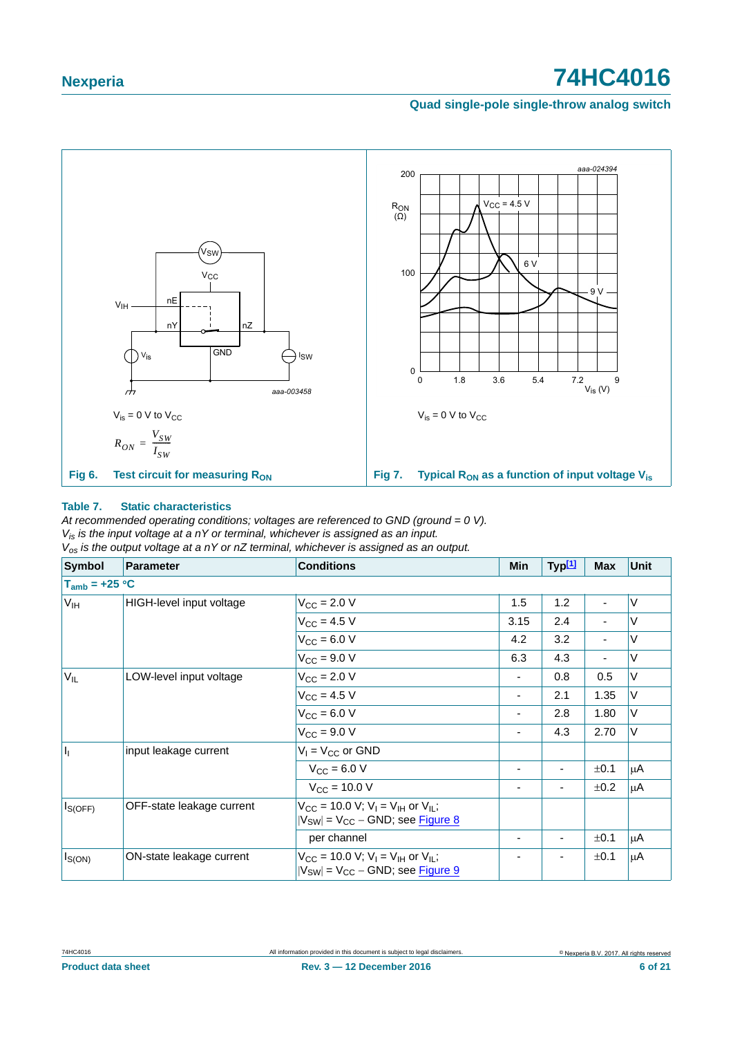$V_{is}$ = 0 V to $V_{CC}$

$$R_{ON} = \frac{V_{SW}}{I_{SW}}$$

**Fig 6. Test circuit for measuring $R_{ON}$**

$V_{is}$ = 0 V to $V_{CC}$

**Fig 7. Typical $R_{ON}$ as a function of input voltage $V_{is}$**

### Table 7. Static characteristics

*At recommended operating conditions; voltages are referenced to GND (ground = 0 V).*
*$V_{is}$ is the input voltage at a nY or nZ terminal, whichever is assigned as an input.*
*$V_{os}$ is the output voltage at a nY or nZ terminal, whichever is assigned as an output.*

| Symbol | Parameter | Conditions | Min | Typ[1] | Max | Unit |
|---|---|---|---|---|---|---|
| **$T_{amb}$ = +25 °C** | | | | | | |
| $V_{IH}$ | HIGH-level input voltage | $V_{CC}$ = 2.0 V | 1.5 | 1.2 | - | V |
| | | $V_{CC}$ = 4.5 V | 3.15 | 2.4 | - | V |
| | | $V_{CC}$ = 6.0 V | 4.2 | 3.2 | - | V |
| | | $V_{CC}$ = 9.0 V | 6.3 | 4.3 | - | V |
| $V_{IL}$ | LOW-level input voltage | $V_{CC}$ = 2.0 V | - | 0.8 | 0.5 | V |
| | | $V_{CC}$ = 4.5 V | - | 2.1 | 1.35 | V |
| | | $V_{CC}$ = 6.0 V | - | 2.8 | 1.80 | V |
| | | $V_{CC}$ = 9.0 V | - | 4.3 | 2.70 | V |
| $I_I$ | input leakage current | $V_I$ = $V_{CC}$ or GND | | | | |
| | | $V_{CC}$ = 6.0 V | - | - | ±0.1 | μA |
| | | $V_{CC}$ = 10.0 V | - | - | ±0.2 | μA |
| $I_{S(OFF)}$ | OFF-state leakage current | $V_{CC}$ = 10.0 V; $V_I$ = $V_{IH}$ or $V_{IL}$; $\lvert V_{SW}\rvert$ = $V_{CC}$ − GND; see Figure 8 | | | | |
| | | per channel | - | - | ±0.1 | μA |
| $I_{S(ON)}$ | ON-state leakage current | $V_{CC}$ = 10.0 V; $V_I$ = $V_{IH}$ or $V_{IL}$; $\lvert V_{SW}\rvert$ = $V_{CC}$ − GND; see Figure 9 | - | - | ±0.1 | μA |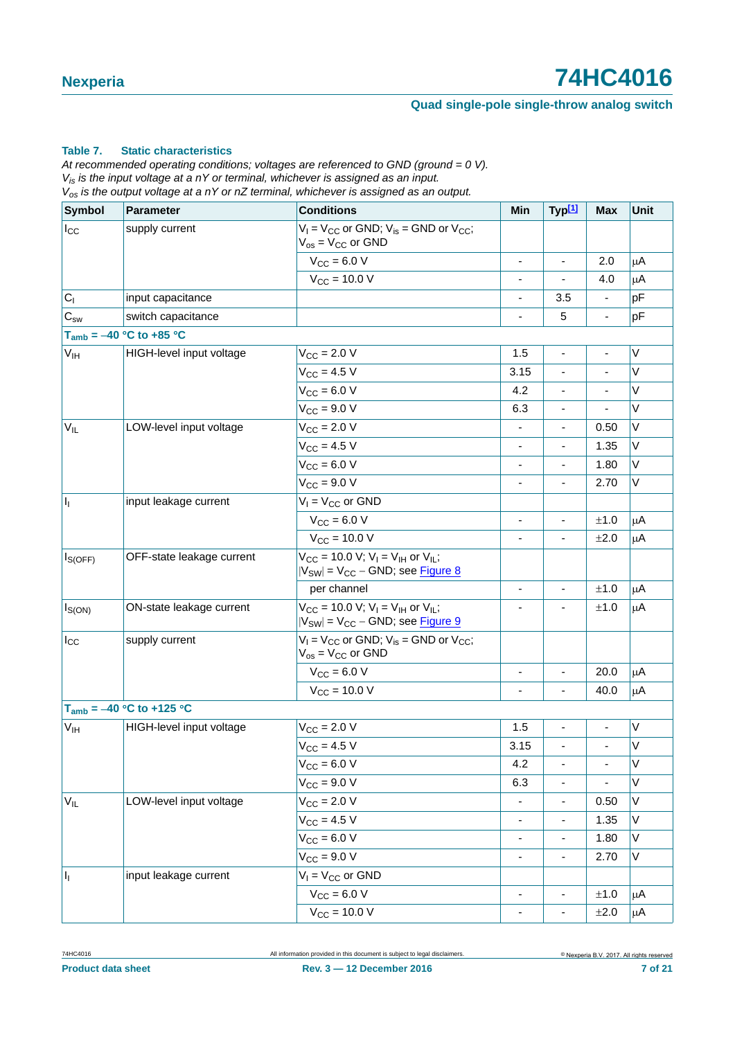**Table 7. Static characteristics**

*At recommended operating conditions; voltages are referenced to GND (ground = 0 V).*
*$V_{is}$ is the input voltage at a nY or terminal, whichever is assigned as an input.*
*$V_{os}$ is the output voltage at a nY or nZ terminal, whichever is assigned as an output.*

| Symbol | Parameter | Conditions | Min | Typ[1] | Max | Unit |
|---|---|---|---|---|---|---|
| $I_{CC}$ | supply current | $V_I = V_{CC}$ or GND; $V_{is}$ = GND or $V_{CC}$; $V_{os} = V_{CC}$ or GND | | | | |
| | | $V_{CC}$ = 6.0 V | - | - | 2.0 | μA |
| | | $V_{CC}$ = 10.0 V | - | - | 4.0 | μA |
| $C_I$ | input capacitance | | - | 3.5 | - | pF |
| $C_{sw}$ | switch capacitance | | - | 5 | - | pF |
| **$T_{amb}$ = −40 °C to +85 °C** | | | | | | |
| $V_{IH}$ | HIGH-level input voltage | $V_{CC}$ = 2.0 V | 1.5 | - | - | V |
| | | $V_{CC}$ = 4.5 V | 3.15 | - | - | V |
| | | $V_{CC}$ = 6.0 V | 4.2 | - | - | V |
| | | $V_{CC}$ = 9.0 V | 6.3 | - | - | V |
| $V_{IL}$ | LOW-level input voltage | $V_{CC}$ = 2.0 V | - | - | 0.50 | V |
| | | $V_{CC}$ = 4.5 V | - | - | 1.35 | V |
| | | $V_{CC}$ = 6.0 V | - | - | 1.80 | V |
| | | $V_{CC}$ = 9.0 V | - | - | 2.70 | V |
| $I_I$ | input leakage current | $V_I = V_{CC}$ or GND | | | | |
| | | $V_{CC}$ = 6.0 V | - | - | ±1.0 | μA |
| | | $V_{CC}$ = 10.0 V | - | - | ±2.0 | μA |
| $I_{S(OFF)}$ | OFF-state leakage current | $V_{CC}$ = 10.0 V; $V_I = V_{IH}$ or $V_{IL}$; $\|V_{SW}\| = V_{CC}$ − GND; see Figure 8 | | | | |
| | | per channel | - | - | ±1.0 | μA |
| $I_{S(ON)}$ | ON-state leakage current | $V_{CC}$ = 10.0 V; $V_I = V_{IH}$ or $V_{IL}$; $\|V_{SW}\| = V_{CC}$ − GND; see Figure 9 | - | - | ±1.0 | μA |
| $I_{CC}$ | supply current | $V_I = V_{CC}$ or GND; $V_{is}$ = GND or $V_{CC}$; $V_{os} = V_{CC}$ or GND | | | | |
| | | $V_{CC}$ = 6.0 V | - | - | 20.0 | μA |
| | | $V_{CC}$ = 10.0 V | - | - | 40.0 | μA |
| **$T_{amb}$ = −40 °C to +125 °C** | | | | | | |
| $V_{IH}$ | HIGH-level input voltage | $V_{CC}$ = 2.0 V | 1.5 | - | - | V |
| | | $V_{CC}$ = 4.5 V | 3.15 | - | - | V |
| | | $V_{CC}$ = 6.0 V | 4.2 | - | - | V |
| | | $V_{CC}$ = 9.0 V | 6.3 | - | - | V |
| $V_{IL}$ | LOW-level input voltage | $V_{CC}$ = 2.0 V | - | - | 0.50 | V |
| | | $V_{CC}$ = 4.5 V | - | - | 1.35 | V |
| | | $V_{CC}$ = 6.0 V | - | - | 1.80 | V |
| | | $V_{CC}$ = 9.0 V | - | - | 2.70 | V |
| $I_I$ | input leakage current | $V_I = V_{CC}$ or GND | | | | |
| | | $V_{CC}$ = 6.0 V | - | - | ±1.0 | μA |
| | | $V_{CC}$ = 10.0 V | - | - | ±2.0 | μA |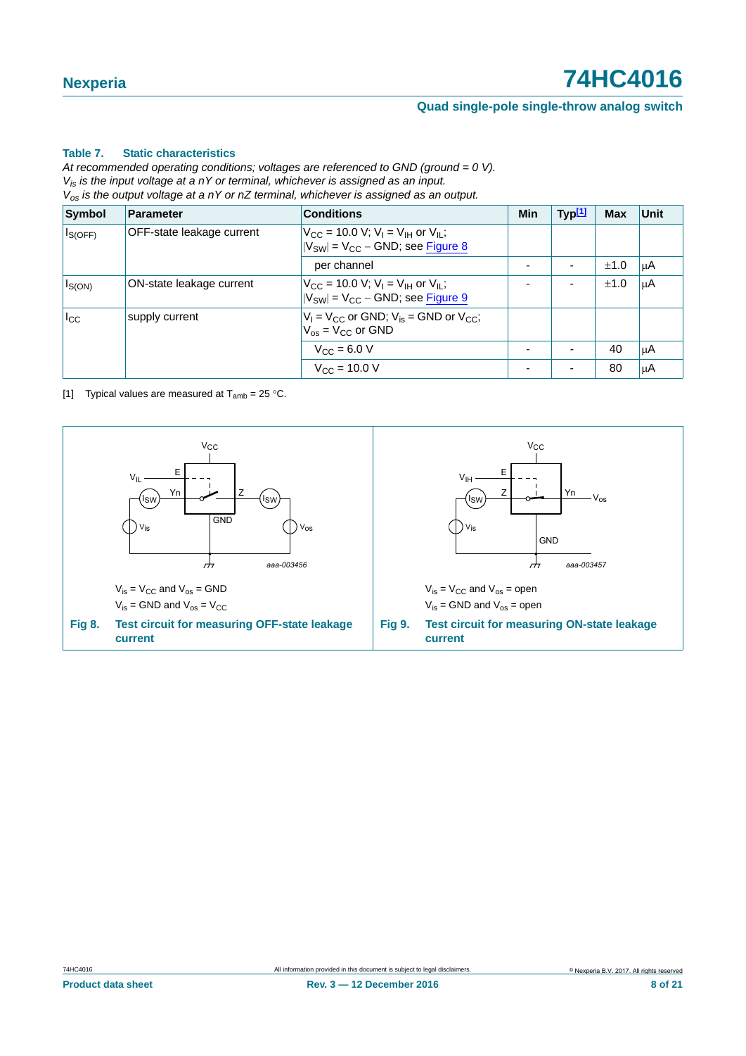**Table 7. Static characteristics**

*At recommended operating conditions; voltages are referenced to GND (ground = 0 V).*
*$V_{is}$ is the input voltage at a nY or terminal, whichever is assigned as an input.*
*$V_{os}$ is the output voltage at a nY or nZ terminal, whichever is assigned as an output.*

| Symbol | Parameter | Conditions | Min | Typ[1] | Max | Unit |
|---|---|---|---|---|---|---|
| $I_{S(OFF)}$ | OFF-state leakage current | $V_{CC}$ = 10.0 V; $V_I = V_{IH}$ or $V_{IL}$; $\|V_{SW}\| = V_{CC} - GND$; see Figure 8 | | | | |
| | | per channel | - | - | ±1.0 | μA |
| $I_{S(ON)}$ | ON-state leakage current | $V_{CC}$ = 10.0 V; $V_I = V_{IH}$ or $V_{IL}$; $\|V_{SW}\| = V_{CC} - GND$; see Figure 9 | - | - | ±1.0 | μA |
| $I_{CC}$ | supply current | $V_I = V_{CC}$ or GND; $V_{is}$ = GND or $V_{CC}$; $V_{os} = V_{CC}$ or GND | | | | |
| | | $V_{CC}$ = 6.0 V | - | - | 40 | μA |
| | | $V_{CC}$ = 10.0 V | - | - | 80 | μA |

[1] Typical values are measured at $T_{amb}$ = 25 °C.

$V_{is} = V_{CC}$ and $V_{os}$ = GND
$V_{is}$ = GND and $V_{os} = V_{CC}$

**Fig 8. Test circuit for measuring OFF-state leakage current**

$V_{is} = V_{CC}$ and $V_{os}$ = open
$V_{is}$ = GND and $V_{os}$ = open

**Fig 9. Test circuit for measuring ON-state leakage current**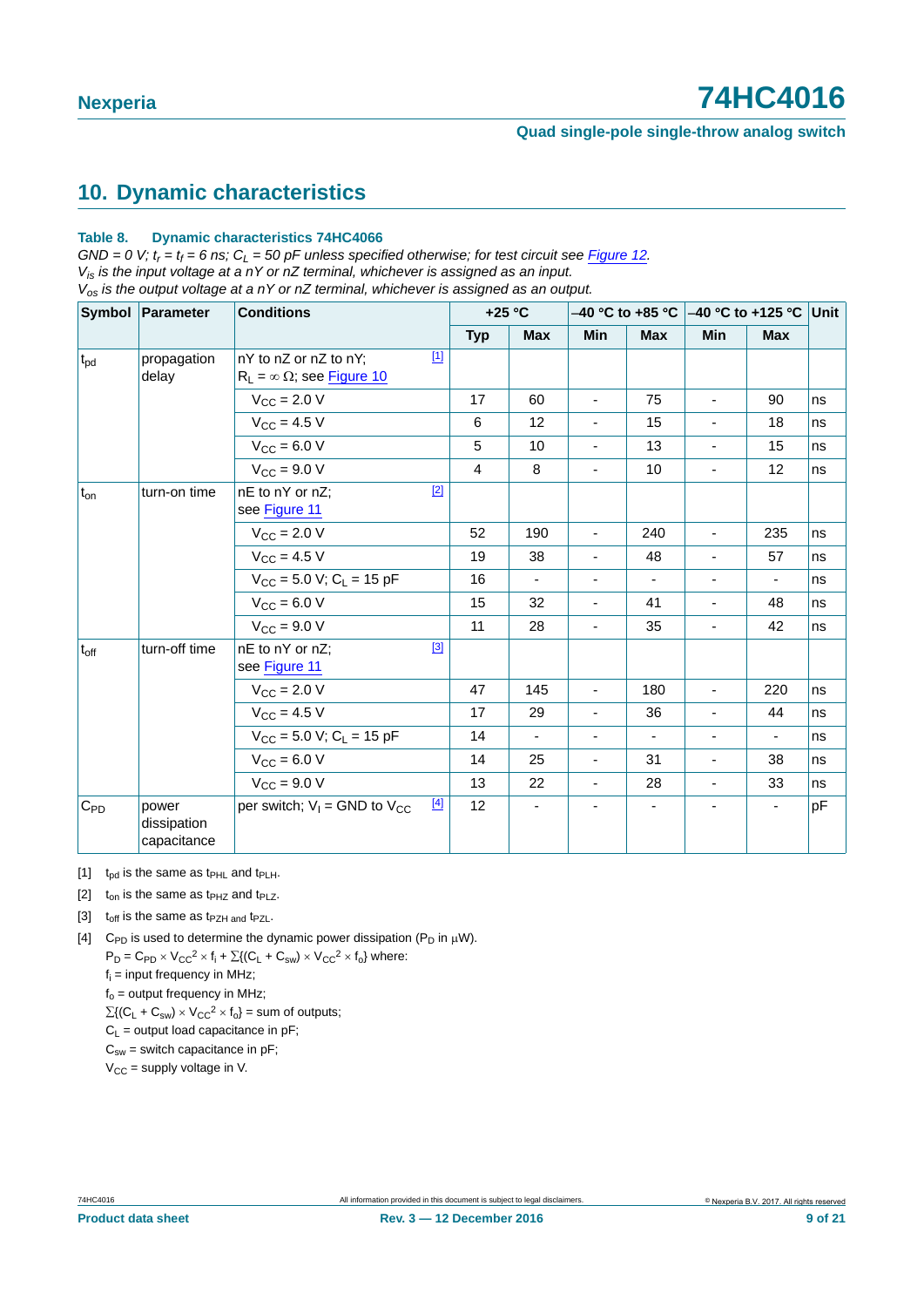## 10. Dynamic characteristics

**Table 8. Dynamic characteristics 74HC4066**

*GND = 0 V; $t_r$ = $t_f$ = 6 ns; $C_L$ = 50 pF unless specified otherwise; for test circuit see Figure 12.*
*$V_{is}$ is the input voltage at a nY or nZ terminal, whichever is assigned as an input.*
*$V_{os}$ is the output voltage at a nY or nZ terminal, whichever is assigned as an output.*

| Symbol | Parameter | Conditions | +25 °C | | –40 °C to +85 °C | | –40 °C to +125 °C | | Unit |
|---|---|---|---|---|---|---|---|---|---|
| | | | Typ | Max | Min | Max | Min | Max | |
| $t_{pd}$ | propagation delay | nY to nZ or nZ to nY; $R_L = \infty\ \Omega$; see Figure 10 [1] | | | | | | | |
| | | $V_{CC}$ = 2.0 V | 17 | 60 | - | 75 | - | 90 | ns |
| | | $V_{CC}$ = 4.5 V | 6 | 12 | - | 15 | - | 18 | ns |
| | | $V_{CC}$ = 6.0 V | 5 | 10 | - | 13 | - | 15 | ns |
| | | $V_{CC}$ = 9.0 V | 4 | 8 | - | 10 | - | 12 | ns |
| $t_{on}$ | turn-on time | nE to nY or nZ; see Figure 11 [2] | | | | | | | |
| | | $V_{CC}$ = 2.0 V | 52 | 190 | - | 240 | - | 235 | ns |
| | | $V_{CC}$ = 4.5 V | 19 | 38 | - | 48 | - | 57 | ns |
| | | $V_{CC}$ = 5.0 V; $C_L$ = 15 pF | 16 | - | - | - | - | - | ns |
| | | $V_{CC}$ = 6.0 V | 15 | 32 | - | 41 | - | 48 | ns |
| | | $V_{CC}$ = 9.0 V | 11 | 28 | - | 35 | - | 42 | ns |
| $t_{off}$ | turn-off time | nE to nY or nZ; see Figure 11 [3] | | | | | | | |
| | | $V_{CC}$ = 2.0 V | 47 | 145 | - | 180 | - | 220 | ns |
| | | $V_{CC}$ = 4.5 V | 17 | 29 | - | 36 | - | 44 | ns |
| | | $V_{CC}$ = 5.0 V; $C_L$ = 15 pF | 14 | - | - | - | - | - | ns |
| | | $V_{CC}$ = 6.0 V | 14 | 25 | - | 31 | - | 38 | ns |
| | | $V_{CC}$ = 9.0 V | 13 | 22 | - | 28 | - | 33 | ns |
| $C_{PD}$ | power dissipation capacitance | per switch; $V_I$ = GND to $V_{CC}$ [4] | 12 | - | - | - | - | - | pF |

[1] $t_{pd}$ is the same as $t_{PHL}$ and $t_{PLH}$.

[2] $t_{on}$ is the same as $t_{PHZ}$ and $t_{PLZ}$.

[3] $t_{off}$ is the same as $t_{PZH}$ and $t_{PZL}$.

[4] $C_{PD}$ is used to determine the dynamic power dissipation ($P_D$ in μW).

$P_D = C_{PD} \times V_{CC}^2 \times f_i + \sum\{(C_L + C_{sw}) \times V_{CC}^2 \times f_o\}$ where:

$f_i$ = input frequency in MHz;

$f_o$ = output frequency in MHz;

$\sum\{(C_L + C_{sw}) \times V_{CC}^2 \times f_o\}$ = sum of outputs;

$C_L$ = output load capacitance in pF;

$C_{sw}$ = switch capacitance in pF;

$V_{CC}$ = supply voltage in V.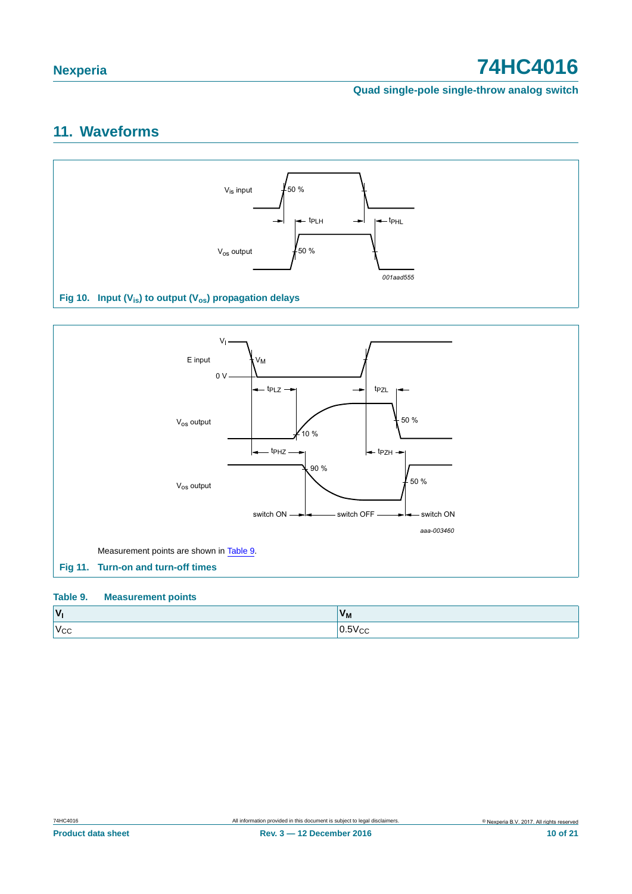## 11. Waveforms

Fig 10. Input ($V_{is}$) to output ($V_{os}$) propagation delays

Measurement points are shown in Table 9.

Fig 11. Turn-on and turn-off times

**Table 9. Measurement points**

| $V_I$ | $V_M$ |
|---|---|
| $V_{CC}$ | $0.5V_{CC}$ |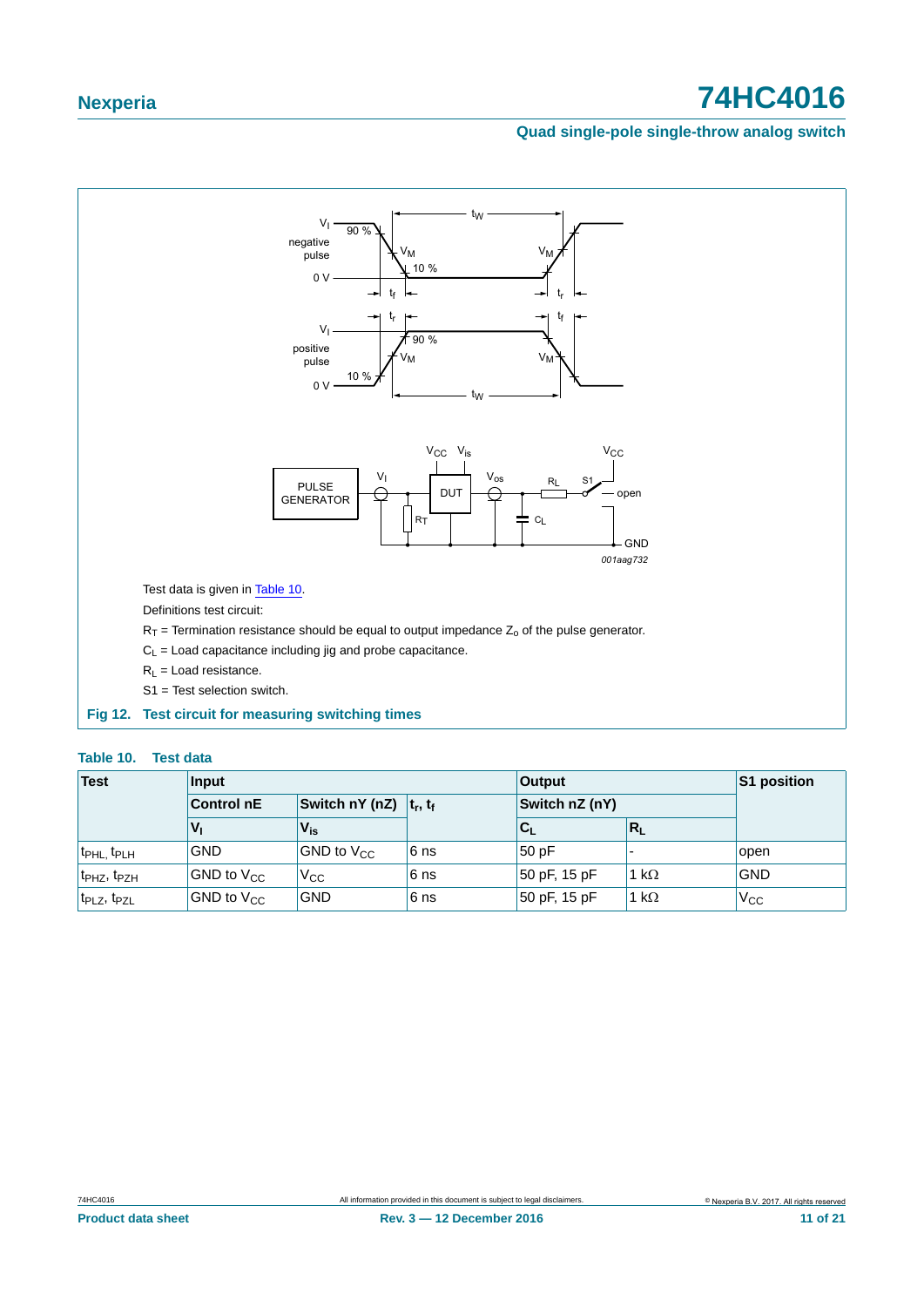Test data is given in Table 10.

Definitions test circuit:

$R_T$ = Termination resistance should be equal to output impedance $Z_o$ of the pulse generator.

$C_L$ = Load capacitance including jig and probe capacitance.

$R_L$ = Load resistance.

S1 = Test selection switch.

**Fig 12. Test circuit for measuring switching times**

**Table 10. Test data**

| Test | Input | | | Output | | S1 position |
|---|---|---|---|---|---|---|
| | Control nE | Switch nY (nZ) | $t_r$, $t_f$ | Switch nZ (nY) | | |
| | $V_I$ | $V_{is}$ | | $C_L$ | $R_L$ | |
| $t_{PHL}$, $t_{PLH}$ | GND | GND to $V_{CC}$ | 6 ns | 50 pF | - | open |
| $t_{PHZ}$, $t_{PZH}$ | GND to $V_{CC}$ | $V_{CC}$ | 6 ns | 50 pF, 15 pF | 1 kΩ | GND |
| $t_{PLZ}$, $t_{PZL}$ | GND to $V_{CC}$ | GND | 6 ns | 50 pF, 15 pF | 1 kΩ | $V_{CC}$ |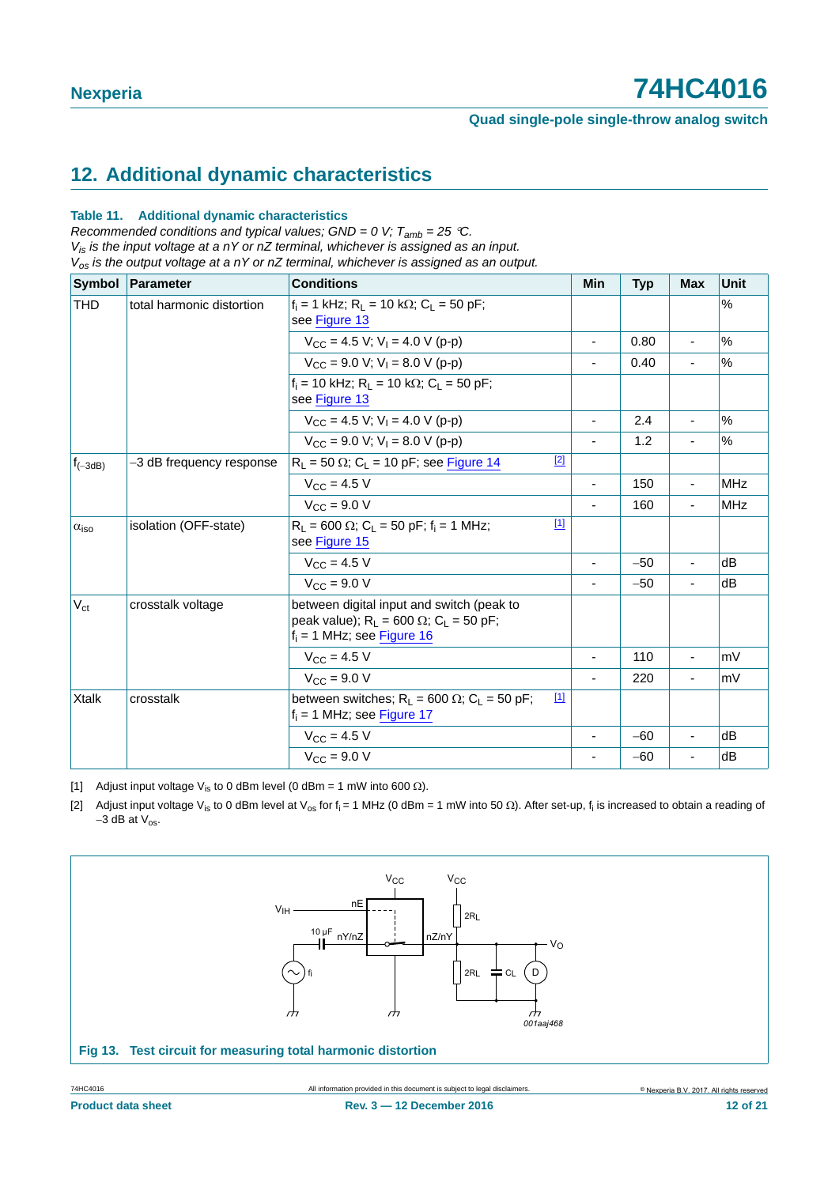## 12. Additional dynamic characteristics

**Table 11. Additional dynamic characteristics**

*Recommended conditions and typical values; GND = 0 V; $T_{amb}$ = 25 °C.*
*$V_{is}$ is the input voltage at a nY or nZ terminal, whichever is assigned as an input.*
*$V_{os}$ is the output voltage at a nY or nZ terminal, whichever is assigned as an output.*

| Symbol | Parameter | Conditions | Min | Typ | Max | Unit |
|---|---|---|---|---|---|---|
| THD | total harmonic distortion | $f_i$ = 1 kHz; $R_L$ = 10 kΩ; $C_L$ = 50 pF; see Figure 13 | | | | % |
| | | $V_{CC}$ = 4.5 V; $V_I$ = 4.0 V (p-p) | - | 0.80 | - | % |
| | | $V_{CC}$ = 9.0 V; $V_I$ = 8.0 V (p-p) | - | 0.40 | - | % |
| | | $f_i$ = 10 kHz; $R_L$ = 10 kΩ; $C_L$ = 50 pF; see Figure 13 | | | | |
| | | $V_{CC}$ = 4.5 V; $V_I$ = 4.0 V (p-p) | - | 2.4 | - | % |
| | | $V_{CC}$ = 9.0 V; $V_I$ = 8.0 V (p-p) | - | 1.2 | - | % |
| $f_{(-3dB)}$ | −3 dB frequency response | $R_L$ = 50 Ω; $C_L$ = 10 pF; see Figure 14 [2] | | | | |
| | | $V_{CC}$ = 4.5 V | - | 150 | - | MHz |
| | | $V_{CC}$ = 9.0 V | - | 160 | - | MHz |
| $\alpha_{iso}$ | isolation (OFF-state) | $R_L$ = 600 Ω; $C_L$ = 50 pF; $f_i$ = 1 MHz; see Figure 15 [1] | | | | |
| | | $V_{CC}$ = 4.5 V | - | −50 | - | dB |
| | | $V_{CC}$ = 9.0 V | - | −50 | - | dB |
| $V_{ct}$ | crosstalk voltage | between digital input and switch (peak to peak value); $R_L$ = 600 Ω; $C_L$ = 50 pF; $f_i$ = 1 MHz; see Figure 16 | | | | |
| | | $V_{CC}$ = 4.5 V | - | 110 | - | mV |
| | | $V_{CC}$ = 9.0 V | - | 220 | - | mV |
| Xtalk | crosstalk | between switches; $R_L$ = 600 Ω; $C_L$ = 50 pF; $f_i$ = 1 MHz; see Figure 17 [1] | | | | |
| | | $V_{CC}$ = 4.5 V | - | −60 | - | dB |
| | | $V_{CC}$ = 9.0 V | - | −60 | - | dB |

[1] Adjust input voltage $V_{is}$ to 0 dBm level (0 dBm = 1 mW into 600 Ω).

[2] Adjust input voltage $V_{is}$ to 0 dBm level at $V_{os}$ for $f_i$ = 1 MHz (0 dBm = 1 mW into 50 Ω). After set-up, $f_i$ is increased to obtain a reading of −3 dB at $V_{os}$.

**Fig 13. Test circuit for measuring total harmonic distortion**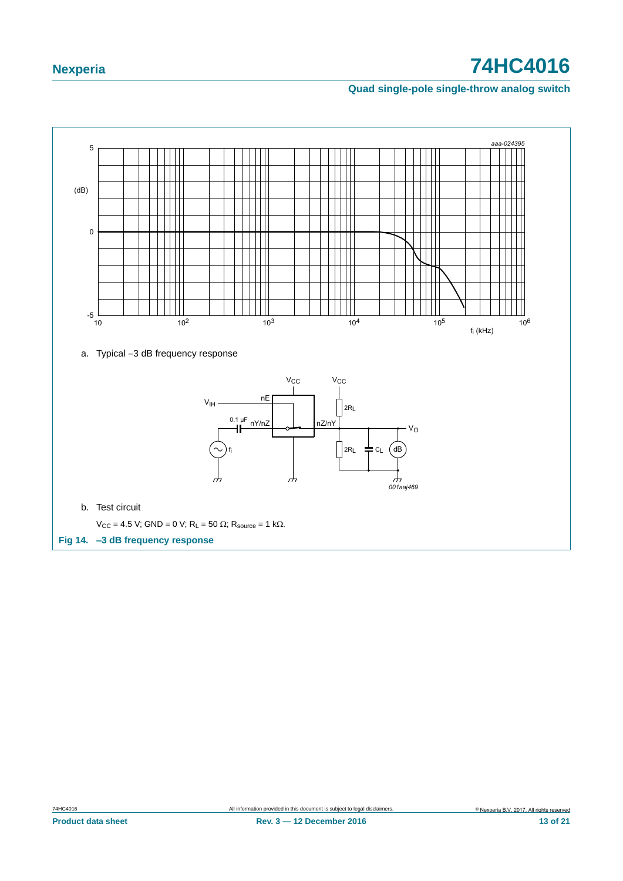a. Typical −3 dB frequency response

b. Test circuit

$V_{CC}$ = 4.5 V; GND = 0 V; $R_L$ = 50 Ω; $R_{source}$ = 1 kΩ.

**Fig 14. –3 dB frequency response**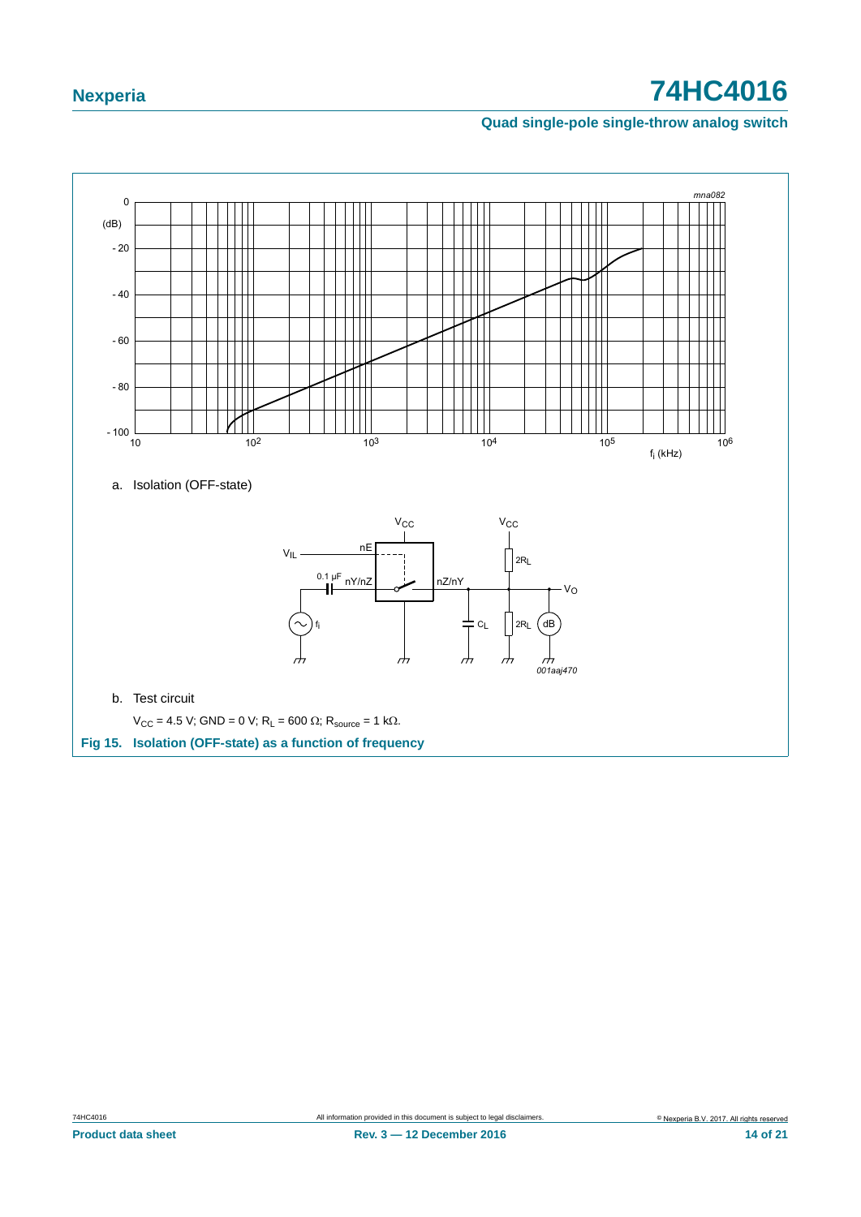a. Isolation (OFF-state)

b. Test circuit

$V_{CC}$ = 4.5 V; GND = 0 V; $R_L$ = 600 Ω; $R_{source}$ = 1 kΩ.

**Fig 15. Isolation (OFF-state) as a function of frequency**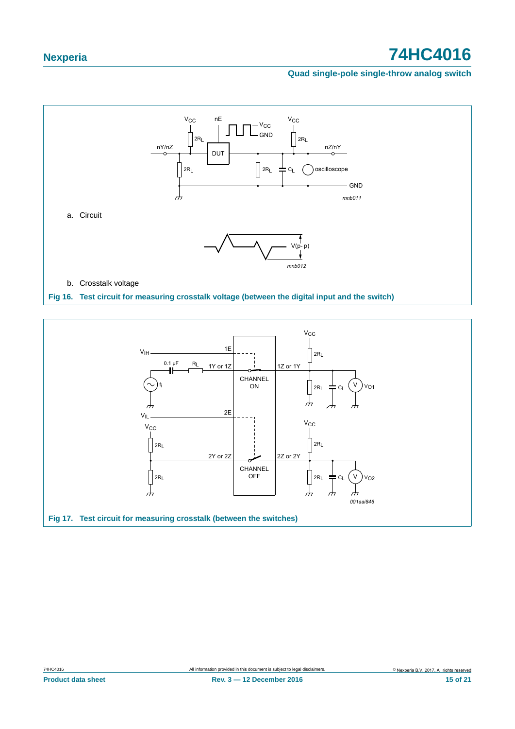a. Circuit

b. Crosstalk voltage

**Fig 16. Test circuit for measuring crosstalk voltage (between the digital input and the switch)**

**Fig 17. Test circuit for measuring crosstalk (between the switches)**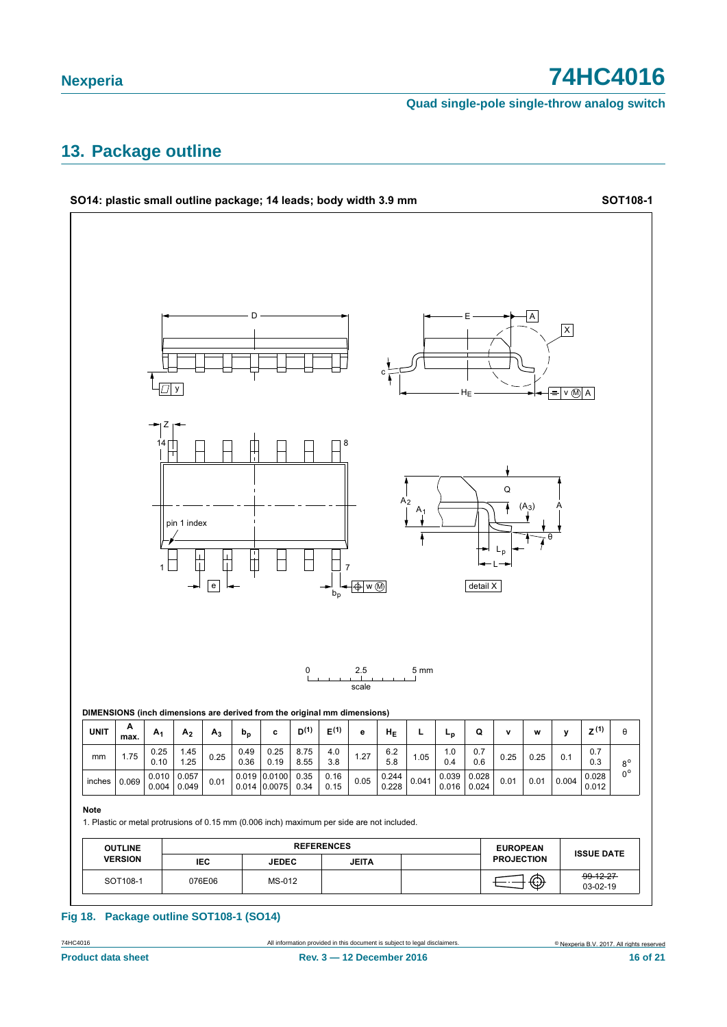## 13. Package outline

**SO14: plastic small outline package; 14 leads; body width 3.9 mm** **SOT108-1**

DIMENSIONS (inch dimensions are derived from the original mm dimensions)

| UNIT | A max. | $A_1$ | $A_2$ | $A_3$ | $b_p$ | c | $D^{(1)}$ | $E^{(1)}$ | e | $H_E$ | L | $L_p$ | Q | v | w | y | $Z^{(1)}$ | θ |
|---|---|---|---|---|---|---|---|---|---|---|---|---|---|---|---|---|---|---|
| mm | 1.75 | 0.25<br>0.10 | 1.45<br>1.25 | 0.25 | 0.49<br>0.36 | 0.25<br>0.19 | 8.75<br>8.55 | 4.0<br>3.8 | 1.27 | 6.2<br>5.8 | 1.05 | 1.0<br>0.4 | 0.7<br>0.6 | 0.25 | 0.25 | 0.1 | 0.7<br>0.3 | 8°<br>0° |
| inches | 0.069 | 0.010<br>0.004 | 0.057<br>0.049 | 0.01 | 0.019<br>0.014 | 0.0100<br>0.0075 | 0.35<br>0.34 | 0.16<br>0.15 | 0.05 | 0.244<br>0.228 | 0.041 | 0.039<br>0.016 | 0.028<br>0.024 | 0.01 | 0.01 | 0.004 | 0.028<br>0.012 | |

**Note**

1. Plastic or metal protrusions of 0.15 mm (0.006 inch) maximum per side are not included.

| OUTLINE VERSION | REFERENCES | | | | EUROPEAN PROJECTION | ISSUE DATE |
|---|---|---|---|---|---|---|
| | IEC | JEDEC | JEITA | | | |
| SOT108-1 | 076E06 | MS-012 | | | | ~~99-12-27~~<br>03-02-19 |

**Fig 18. Package outline SOT108-1 (SO14)**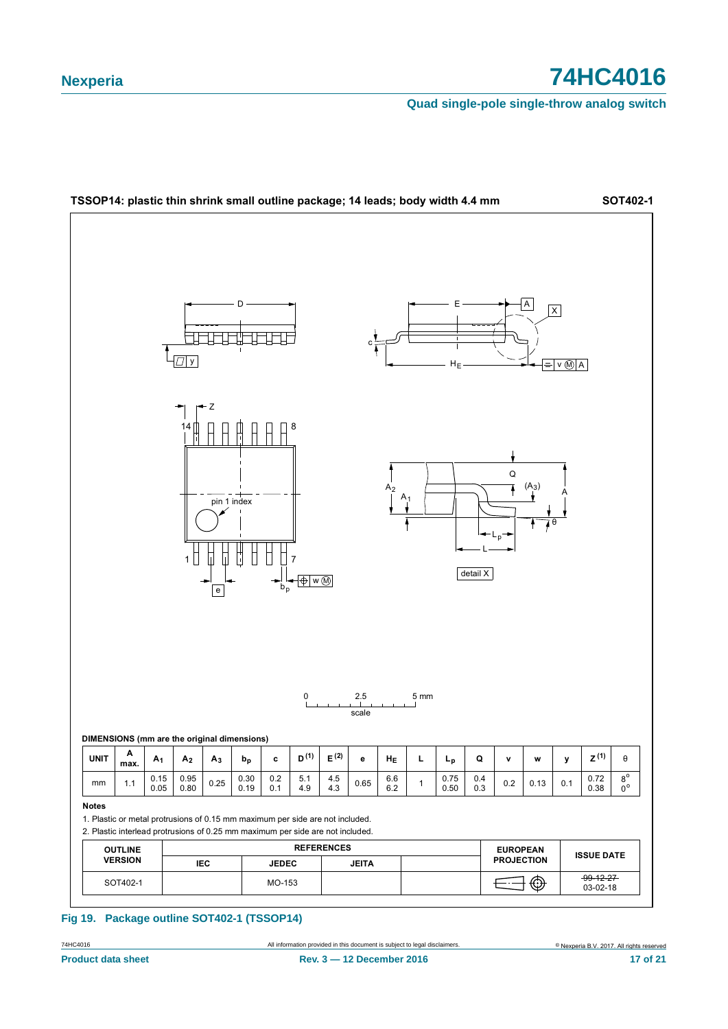**TSSOP14: plastic thin shrink small outline package; 14 leads; body width 4.4 mm** **SOT402-1**

DIMENSIONS (mm are the original dimensions)

| UNIT | A max. | $A_1$ | $A_2$ | $A_3$ | $b_p$ | c | D [1] | E [2] | e | $H_E$ | L | $L_p$ | Q | v | w | y | Z [1] | θ |
|---|---|---|---|---|---|---|---|---|---|---|---|---|---|---|---|---|---|---|
| mm | 1.1 | 0.15<br>0.05 | 0.95<br>0.80 | 0.25 | 0.30<br>0.19 | 0.2<br>0.1 | 5.1<br>4.9 | 4.5<br>4.3 | 0.65 | 6.6<br>6.2 | 1 | 0.75<br>0.50 | 0.4<br>0.3 | 0.2 | 0.13 | 0.1 | 0.72<br>0.38 | 8°<br>0° |

**Notes**

1. Plastic or metal protrusions of 0.15 mm maximum per side are not included.
2. Plastic interlead protrusions of 0.25 mm maximum per side are not included.

| OUTLINE VERSION | REFERENCES | | | | EUROPEAN PROJECTION | ISSUE DATE |
|---|---|---|---|---|---|---|
| | IEC | JEDEC | JEITA | | | |
| SOT402-1 | | MO-153 | | | | ~~99-12-27~~<br>03-02-18 |

**Fig 19. Package outline SOT402-1 (TSSOP14)**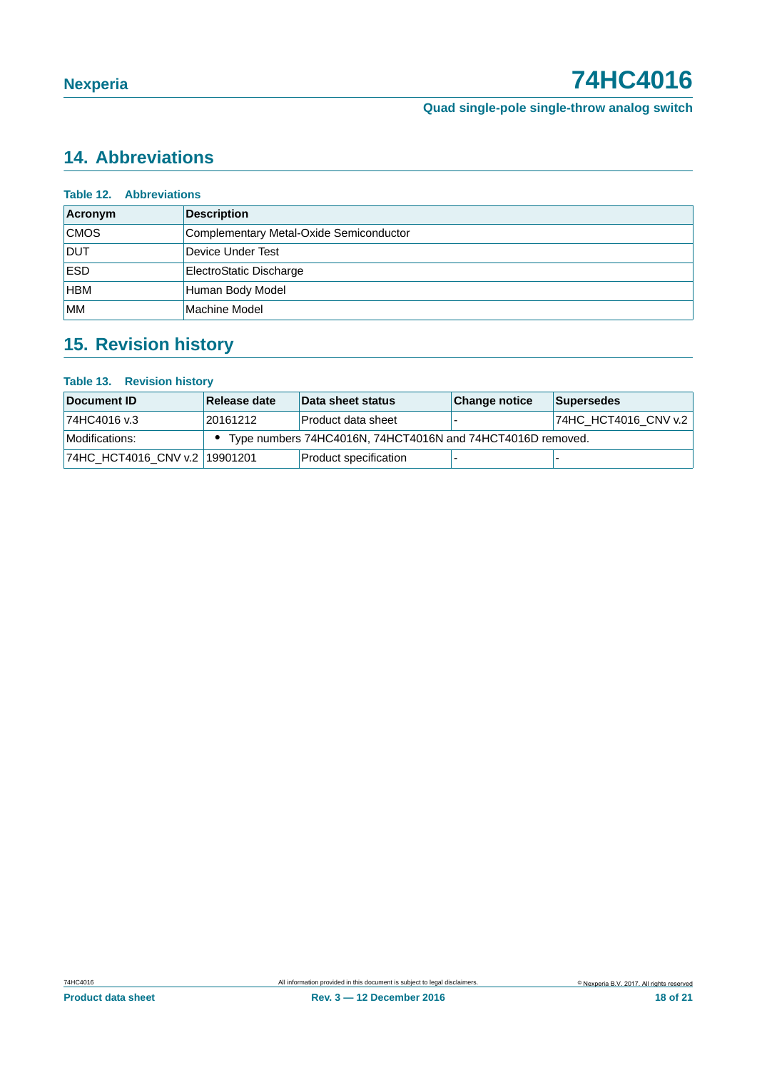## 14. Abbreviations

**Table 12. Abbreviations**

| Acronym | Description |
|---|---|
| CMOS | Complementary Metal-Oxide Semiconductor |
| DUT | Device Under Test |
| ESD | ElectroStatic Discharge |
| HBM | Human Body Model |
| MM | Machine Model |

## 15. Revision history

**Table 13. Revision history**

| Document ID | Release date | Data sheet status | Change notice | Supersedes |
|---|---|---|---|---|
| 74HC4016 v.3 | 20161212 | Product data sheet | - | 74HC_HCT4016_CNV v.2 |
| Modifications: | • Type numbers 74HC4016N, 74HCT4016N and 74HCT4016D removed. | | | |
| 74HC_HCT4016_CNV v.2 | 19901201 | Product specification | - | - |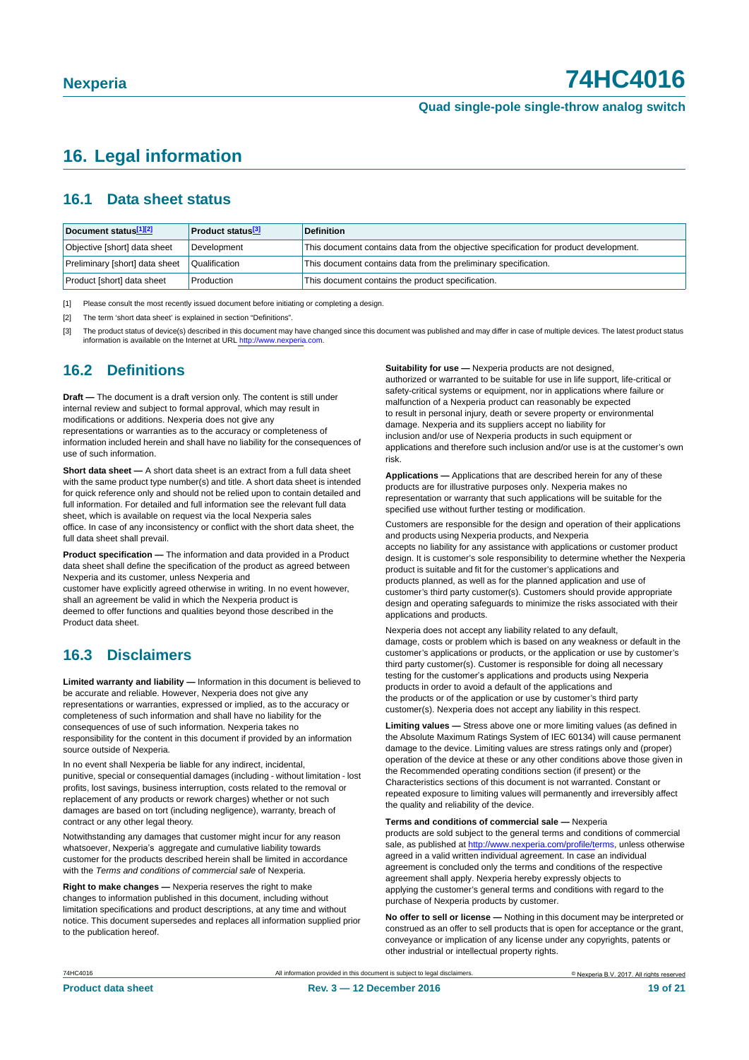# 16. Legal information

## 16.1 Data sheet status

| Document status[1][2] | Product status[3] | Definition |
|---|---|---|
| Objective [short] data sheet | Development | This document contains data from the objective specification for product development. |
| Preliminary [short] data sheet | Qualification | This document contains data from the preliminary specification. |
| Product [short] data sheet | Production | This document contains the product specification. |

[1] Please consult the most recently issued document before initiating or completing a design.

[2] The term 'short data sheet' is explained in section "Definitions".

[3] The product status of device(s) described in this document may have changed since this document was published and may differ in case of multiple devices. The latest product status information is available on the Internet at URL http://www.nexperia.com.

## 16.2 Definitions

**Draft —** The document is a draft version only. The content is still under internal review and subject to formal approval, which may result in modifications or additions. Nexperia does not give any representations or warranties as to the accuracy or completeness of information included herein and shall have no liability for the consequences of use of such information.

**Short data sheet —** A short data sheet is an extract from a full data sheet with the same product type number(s) and title. A short data sheet is intended for quick reference only and should not be relied upon to contain detailed and full information. For detailed and full information see the relevant full data sheet, which is available on request via the local Nexperia sales office. In case of any inconsistency or conflict with the short data sheet, the full data sheet shall prevail.

**Product specification —** The information and data provided in a Product data sheet shall define the specification of the product as agreed between Nexperia and its customer, unless Nexperia and customer have explicitly agreed otherwise in writing. In no event however, shall an agreement be valid in which the Nexperia product is deemed to offer functions and qualities beyond those described in the Product data sheet.

## 16.3 Disclaimers

**Limited warranty and liability —** Information in this document is believed to be accurate and reliable. However, Nexperia does not give any representations or warranties, expressed or implied, as to the accuracy or completeness of such information and shall have no liability for the consequences of use of such information. Nexperia takes no responsibility for the content in this document if provided by an information source outside of Nexperia.

In no event shall Nexperia be liable for any indirect, incidental, punitive, special or consequential damages (including - without limitation - lost profits, lost savings, business interruption, costs related to the removal or replacement of any products or rework charges) whether or not such damages are based on tort (including negligence), warranty, breach of contract or any other legal theory.

Notwithstanding any damages that customer might incur for any reason whatsoever, Nexperia's aggregate and cumulative liability towards customer for the products described herein shall be limited in accordance with the *Terms and conditions of commercial sale* of Nexperia.

**Right to make changes —** Nexperia reserves the right to make changes to information published in this document, including without limitation specifications and product descriptions, at any time and without notice. This document supersedes and replaces all information supplied prior to the publication hereof.

**Suitability for use —** Nexperia products are not designed, authorized or warranted to be suitable for use in life support, life-critical or safety-critical systems or equipment, nor in applications where failure or malfunction of a Nexperia product can reasonably be expected to result in personal injury, death or severe property or environmental damage. Nexperia and its suppliers accept no liability for inclusion and/or use of Nexperia products in such equipment or applications and therefore such inclusion and/or use is at the customer's own risk.

**Applications —** Applications that are described herein for any of these products are for illustrative purposes only. Nexperia makes no representation or warranty that such applications will be suitable for the specified use without further testing or modification.

Customers are responsible for the design and operation of their applications and products using Nexperia products, and Nexperia accepts no liability for any assistance with applications or customer product design. It is customer's sole responsibility to determine whether the Nexperia product is suitable and fit for the customer's applications and products planned, as well as for the planned application and use of customer's third party customer(s). Customers should provide appropriate design and operating safeguards to minimize the risks associated with their applications and products.

Nexperia does not accept any liability related to any default, damage, costs or problem which is based on any weakness or default in the customer's applications or products, or the application or use by customer's third party customer(s). Customer is responsible for doing all necessary testing for the customer's applications and products using Nexperia products in order to avoid a default of the applications and the products or of the application or use by customer's third party customer(s). Nexperia does not accept any liability in this respect.

**Limiting values —** Stress above one or more limiting values (as defined in the Absolute Maximum Ratings System of IEC 60134) will cause permanent damage to the device. Limiting values are stress ratings only and (proper) operation of the device at these or any other conditions above those given in the Recommended operating conditions section (if present) or the Characteristics sections of this document is not warranted. Constant or repeated exposure to limiting values will permanently and irreversibly affect the quality and reliability of the device.

**Terms and conditions of commercial sale —** Nexperia products are sold subject to the general terms and conditions of commercial sale, as published at http://www.nexperia.com/profile/terms, unless otherwise agreed in a valid written individual agreement. In case an individual agreement is concluded only the terms and conditions of the respective agreement shall apply. Nexperia hereby expressly objects to applying the customer's general terms and conditions with regard to the purchase of Nexperia products by customer.

**No offer to sell or license —** Nothing in this document may be interpreted or construed as an offer to sell products that is open for acceptance or the grant, conveyance or implication of any license under any copyrights, patents or other industrial or intellectual property rights.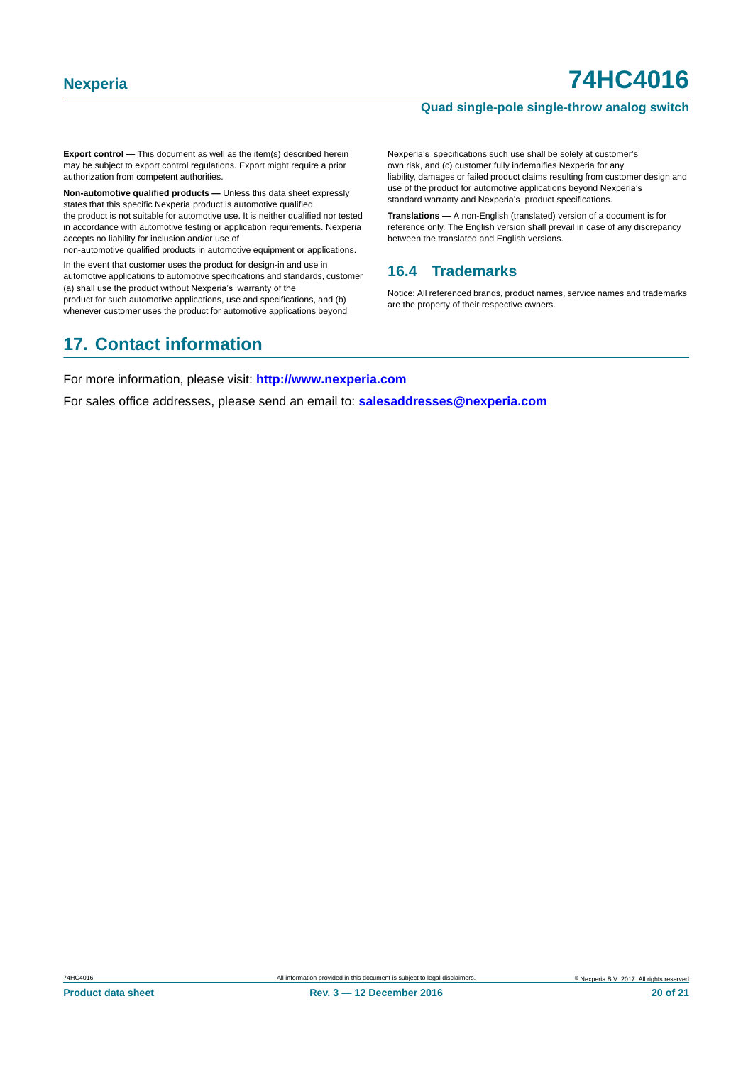**Export control —** This document as well as the item(s) described herein may be subject to export control regulations. Export might require a prior authorization from competent authorities.

**Non-automotive qualified products —** Unless this data sheet expressly states that this specific Nexperia product is automotive qualified, the product is not suitable for automotive use. It is neither qualified nor tested in accordance with automotive testing or application requirements. Nexperia accepts no liability for inclusion and/or use of non-automotive qualified products in automotive equipment or applications.

In the event that customer uses the product for design-in and use in automotive applications to automotive specifications and standards, customer (a) shall use the product without Nexperia's warranty of the product for such automotive applications, use and specifications, and (b) whenever customer uses the product for automotive applications beyond Nexperia's specifications such use shall be solely at customer's own risk, and (c) customer fully indemnifies Nexperia for any liability, damages or failed product claims resulting from customer design and use of the product for automotive applications beyond Nexperia's standard warranty and Nexperia's product specifications.

**Translations —** A non-English (translated) version of a document is for reference only. The English version shall prevail in case of any discrepancy between the translated and English versions.

### 16.4 Trademarks

Notice: All referenced brands, product names, service names and trademarks are the property of their respective owners.

## 17. Contact information

For more information, please visit: **http://www.nexperia.com**

For sales office addresses, please send an email to: **salesaddresses@nexperia.com**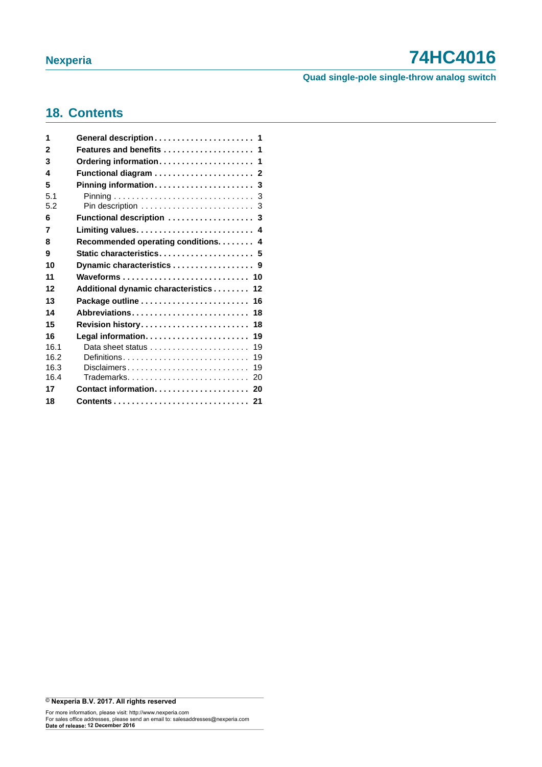## 18. Contents

| | | |
|---|---|---|
| **1** | **General description** | **1** |
| **2** | **Features and benefits** | **1** |
| **3** | **Ordering information** | **1** |
| **4** | **Functional diagram** | **2** |
| **5** | **Pinning information** | **3** |
| 5.1 | Pinning | 3 |
| 5.2 | Pin description | 3 |
| **6** | **Functional description** | **3** |
| **7** | **Limiting values** | **4** |
| **8** | **Recommended operating conditions** | **4** |
| **9** | **Static characteristics** | **5** |
| **10** | **Dynamic characteristics** | **9** |
| **11** | **Waveforms** | **10** |
| **12** | **Additional dynamic characteristics** | **12** |
| **13** | **Package outline** | **16** |
| **14** | **Abbreviations** | **18** |
| **15** | **Revision history** | **18** |
| **16** | **Legal information** | **19** |
| 16.1 | Data sheet status | 19 |
| 16.2 | Definitions | 19 |
| 16.3 | Disclaimers | 19 |
| 16.4 | Trademarks | 20 |
| **17** | **Contact information** | **20** |
| **18** | **Contents** | **21** |

**© Nexperia B.V. 2017. All rights reserved**

For more information, please visit: http://www.nexperia.com
For sales office addresses, please send an email to: salesaddresses@nexperia.com
**Date of release: 12 December 2016**